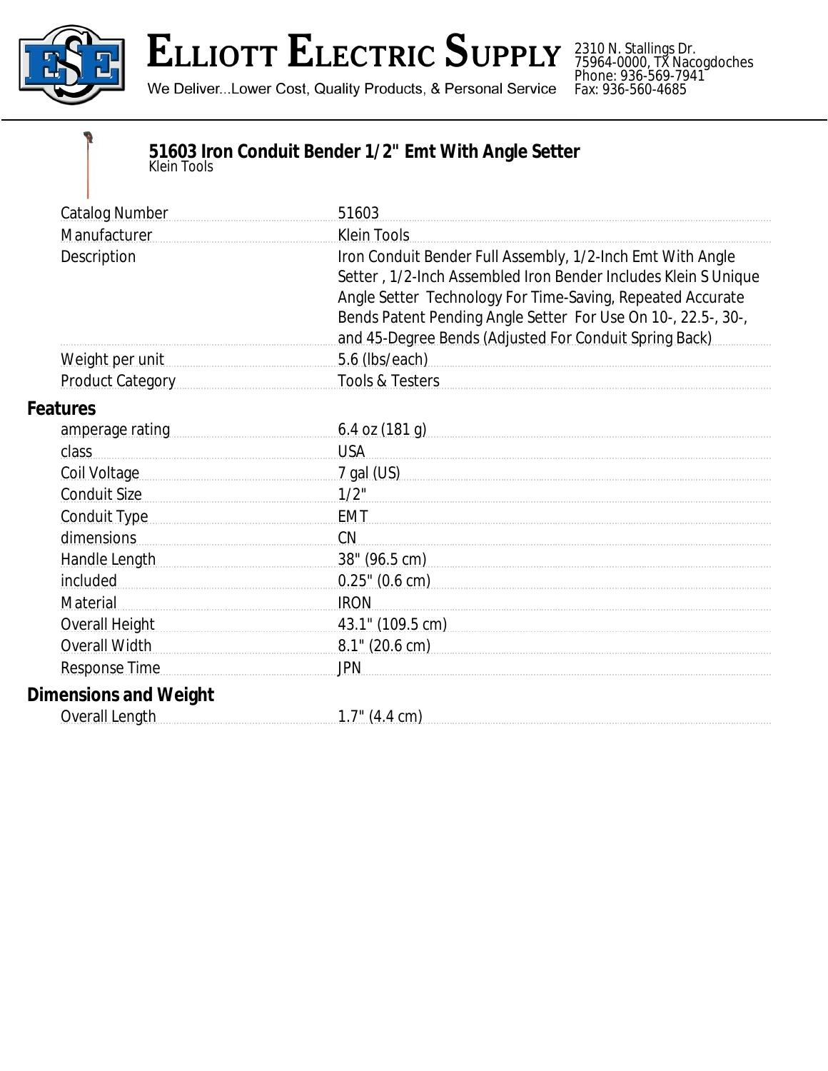# Elliott Electric Supply

We Deliver...Lower Cost, Quality Products, & Personal Service

2310 N. Stallings Dr.
75964-0000, TX Nacogdoches
Phone: 936-569-7941
Fax: 936-560-4685

## 51603 Iron Conduit Bender 1/2" Emt With Angle Setter

Klein Tools

| | |
|---|---|
| Catalog Number | 51603 |
| Manufacturer | Klein Tools |
| Description | Iron Conduit Bender Full Assembly, 1/2-Inch Emt With Angle Setter , 1/2-Inch Assembled Iron Bender Includes Klein S Unique Angle Setter Technology For Time-Saving, Repeated Accurate Bends Patent Pending Angle Setter For Use On 10-, 22.5-, 30-, and 45-Degree Bends (Adjusted For Conduit Spring Back) |
| Weight per unit | 5.6 (lbs/each) |
| Product Category | Tools & Testers |

### Features

| | |
|---|---|
| amperage rating | 6.4 oz (181 g) |
| class | USA |
| Coil Voltage | 7 gal (US) |
| Conduit Size | 1/2" |
| Conduit Type | EMT |
| dimensions | CN |
| Handle Length | 38" (96.5 cm) |
| included | 0.25" (0.6 cm) |
| Material | IRON |
| Overall Height | 43.1" (109.5 cm) |
| Overall Width | 8.1" (20.6 cm) |
| Response Time | JPN |

### Dimensions and Weight

| | |
|---|---|
| Overall Length | 1.7" (4.4 cm) |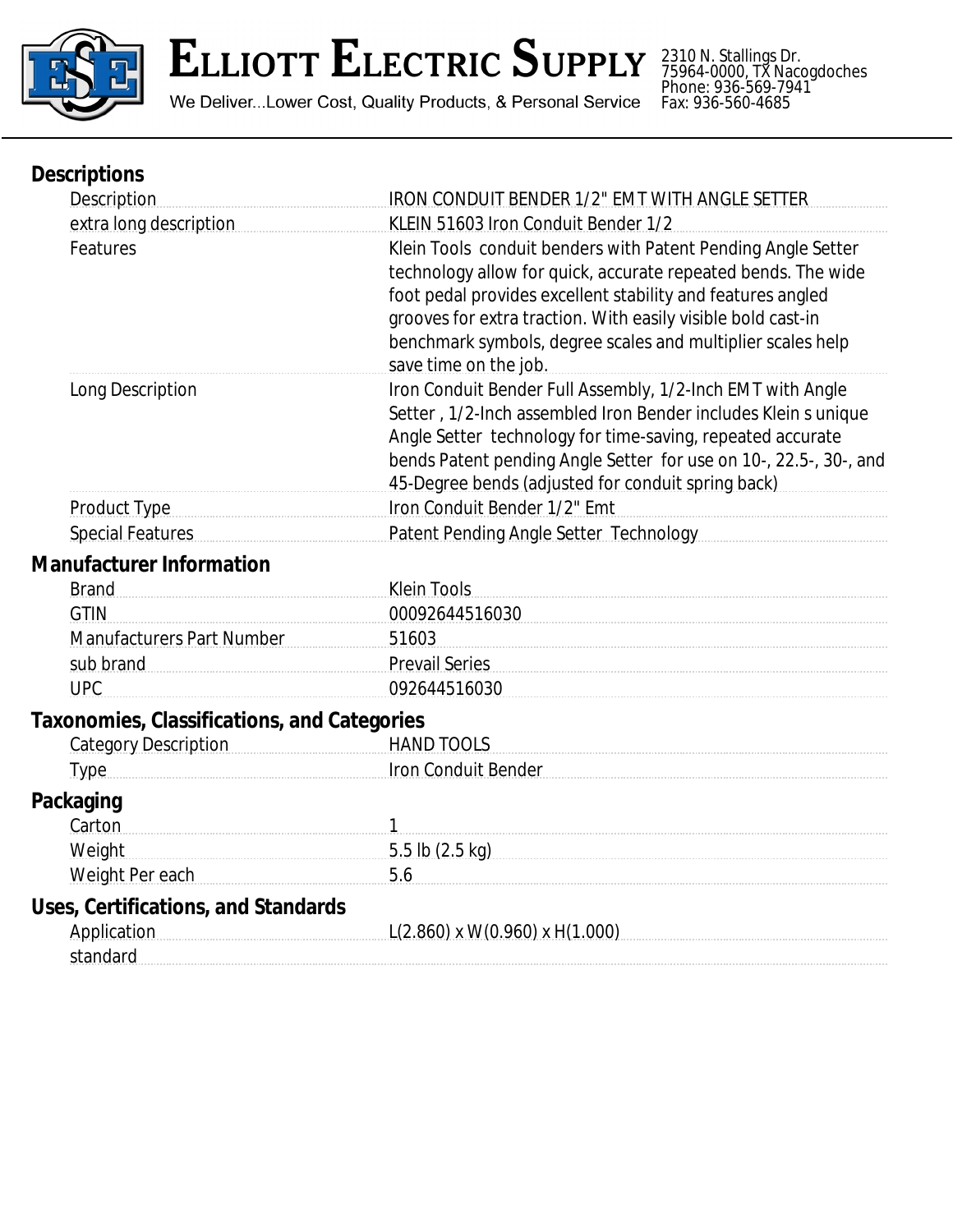# ELLIOTT ELECTRIC SUPPLY

We Deliver...Lower Cost, Quality Products, & Personal Service

2310 N. Stallings Dr.
75964-0000, TX Nacogdoches
Phone: 936-569-7941
Fax: 936-560-4685

## Descriptions

| | |
|---|---|
| Description | IRON CONDUIT BENDER 1/2" EMT WITH ANGLE SETTER |
| extra long description | KLEIN 51603 Iron Conduit Bender 1/2 |
| Features | Klein Tools conduit benders with Patent Pending Angle Setter technology allow for quick, accurate repeated bends. The wide foot pedal provides excellent stability and features angled grooves for extra traction. With easily visible bold cast-in benchmark symbols, degree scales and multiplier scales help save time on the job. |
| Long Description | Iron Conduit Bender Full Assembly, 1/2-Inch EMT with Angle Setter , 1/2-Inch assembled Iron Bender includes Klein s unique Angle Setter technology for time-saving, repeated accurate bends Patent pending Angle Setter for use on 10-, 22.5-, 30-, and 45-Degree bends (adjusted for conduit spring back) |
| Product Type | Iron Conduit Bender 1/2" Emt |
| Special Features | Patent Pending Angle Setter Technology |

## Manufacturer Information

| | |
|---|---|
| Brand | Klein Tools |
| GTIN | 00092644516030 |
| Manufacturers Part Number | 51603 |
| sub brand | Prevail Series |
| UPC | 092644516030 |

## Taxonomies, Classifications, and Categories

| | |
|---|---|
| Category Description | HAND TOOLS |
| Type | Iron Conduit Bender |

## Packaging

| | |
|---|---|
| Carton | 1 |
| Weight | 5.5 lb (2.5 kg) |
| Weight Per each | 5.6 |

## Uses, Certifications, and Standards

| | |
|---|---|
| Application | L(2.860) x W(0.960) x H(1.000) |
| standard | |